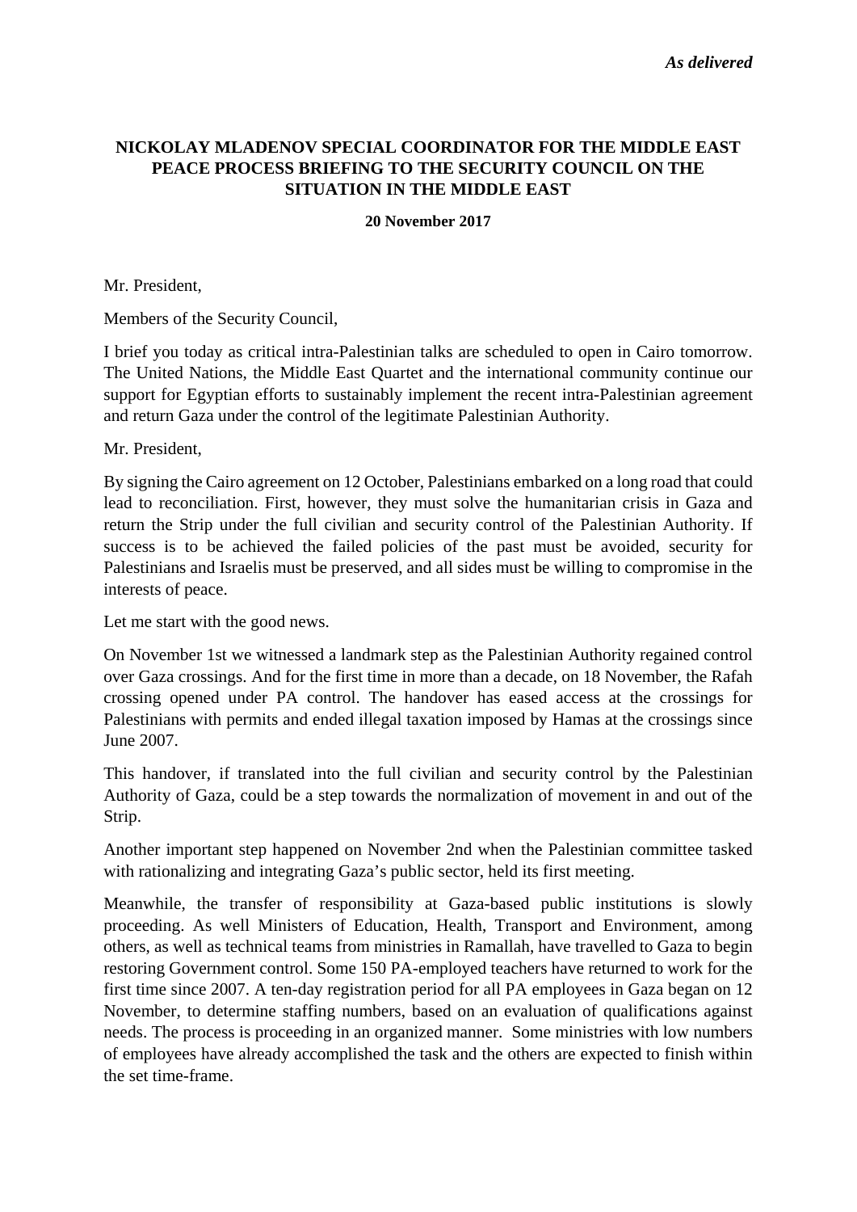*As delivered*

**NICKOLAY MLADENOV SPECIAL COORDINATOR FOR THE MIDDLE EAST PEACE PROCESS BRIEFING TO THE SECURITY COUNCIL ON THE SITUATION IN THE MIDDLE EAST**

**20 November 2017**

Mr. President,

Members of the Security Council,

I brief you today as critical intra-Palestinian talks are scheduled to open in Cairo tomorrow. The United Nations, the Middle East Quartet and the international community continue our support for Egyptian efforts to sustainably implement the recent intra-Palestinian agreement and return Gaza under the control of the legitimate Palestinian Authority.

Mr. President,

By signing the Cairo agreement on 12 October, Palestinians embarked on a long road that could lead to reconciliation. First, however, they must solve the humanitarian crisis in Gaza and return the Strip under the full civilian and security control of the Palestinian Authority. If success is to be achieved the failed policies of the past must be avoided, security for Palestinians and Israelis must be preserved, and all sides must be willing to compromise in the interests of peace.

Let me start with the good news.

On November 1st we witnessed a landmark step as the Palestinian Authority regained control over Gaza crossings. And for the first time in more than a decade, on 18 November, the Rafah crossing opened under PA control. The handover has eased access at the crossings for Palestinians with permits and ended illegal taxation imposed by Hamas at the crossings since June 2007.

This handover, if translated into the full civilian and security control by the Palestinian Authority of Gaza, could be a step towards the normalization of movement in and out of the Strip.

Another important step happened on November 2nd when the Palestinian committee tasked with rationalizing and integrating Gaza's public sector, held its first meeting.

Meanwhile, the transfer of responsibility at Gaza-based public institutions is slowly proceeding. As well Ministers of Education, Health, Transport and Environment, among others, as well as technical teams from ministries in Ramallah, have travelled to Gaza to begin restoring Government control. Some 150 PA-employed teachers have returned to work for the first time since 2007. A ten-day registration period for all PA employees in Gaza began on 12 November, to determine staffing numbers, based on an evaluation of qualifications against needs. The process is proceeding in an organized manner. Some ministries with low numbers of employees have already accomplished the task and the others are expected to finish within the set time-frame.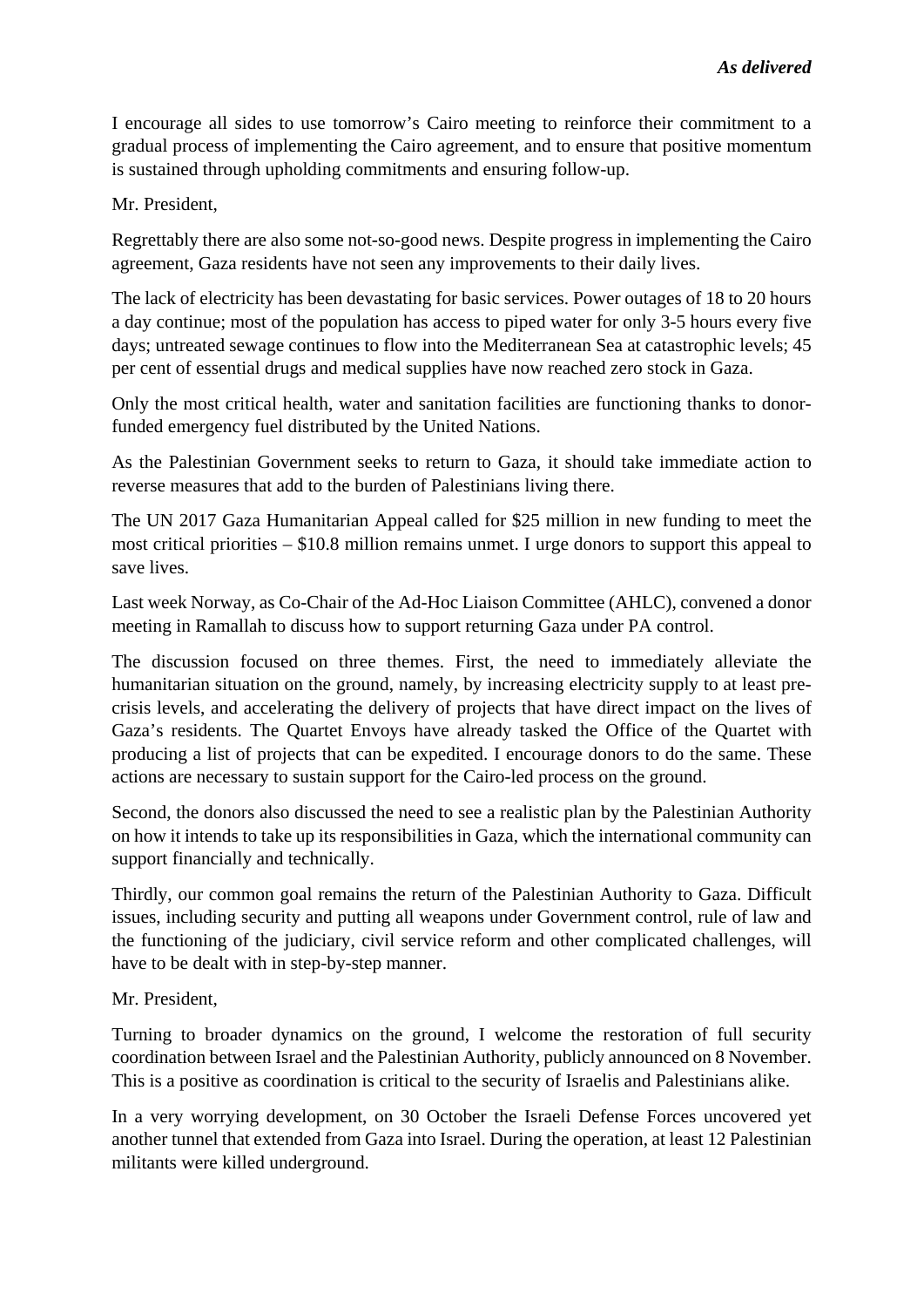I encourage all sides to use tomorrow's Cairo meeting to reinforce their commitment to a gradual process of implementing the Cairo agreement, and to ensure that positive momentum is sustained through upholding commitments and ensuring follow-up.

Mr. President,

Regrettably there are also some not-so-good news. Despite progress in implementing the Cairo agreement, Gaza residents have not seen any improvements to their daily lives.

The lack of electricity has been devastating for basic services. Power outages of 18 to 20 hours a day continue; most of the population has access to piped water for only 3-5 hours every five days; untreated sewage continues to flow into the Mediterranean Sea at catastrophic levels; 45 per cent of essential drugs and medical supplies have now reached zero stock in Gaza.

Only the most critical health, water and sanitation facilities are functioning thanks to donor-funded emergency fuel distributed by the United Nations.

As the Palestinian Government seeks to return to Gaza, it should take immediate action to reverse measures that add to the burden of Palestinians living there.

The UN 2017 Gaza Humanitarian Appeal called for $25 million in new funding to meet the most critical priorities – $10.8 million remains unmet. I urge donors to support this appeal to save lives.

Last week Norway, as Co-Chair of the Ad-Hoc Liaison Committee (AHLC), convened a donor meeting in Ramallah to discuss how to support returning Gaza under PA control.

The discussion focused on three themes. First, the need to immediately alleviate the humanitarian situation on the ground, namely, by increasing electricity supply to at least pre-crisis levels, and accelerating the delivery of projects that have direct impact on the lives of Gaza's residents. The Quartet Envoys have already tasked the Office of the Quartet with producing a list of projects that can be expedited. I encourage donors to do the same. These actions are necessary to sustain support for the Cairo-led process on the ground.

Second, the donors also discussed the need to see a realistic plan by the Palestinian Authority on how it intends to take up its responsibilities in Gaza, which the international community can support financially and technically.

Thirdly, our common goal remains the return of the Palestinian Authority to Gaza. Difficult issues, including security and putting all weapons under Government control, rule of law and the functioning of the judiciary, civil service reform and other complicated challenges, will have to be dealt with in step-by-step manner.

Mr. President,

Turning to broader dynamics on the ground, I welcome the restoration of full security coordination between Israel and the Palestinian Authority, publicly announced on 8 November. This is a positive as coordination is critical to the security of Israelis and Palestinians alike.

In a very worrying development, on 30 October the Israeli Defense Forces uncovered yet another tunnel that extended from Gaza into Israel. During the operation, at least 12 Palestinian militants were killed underground.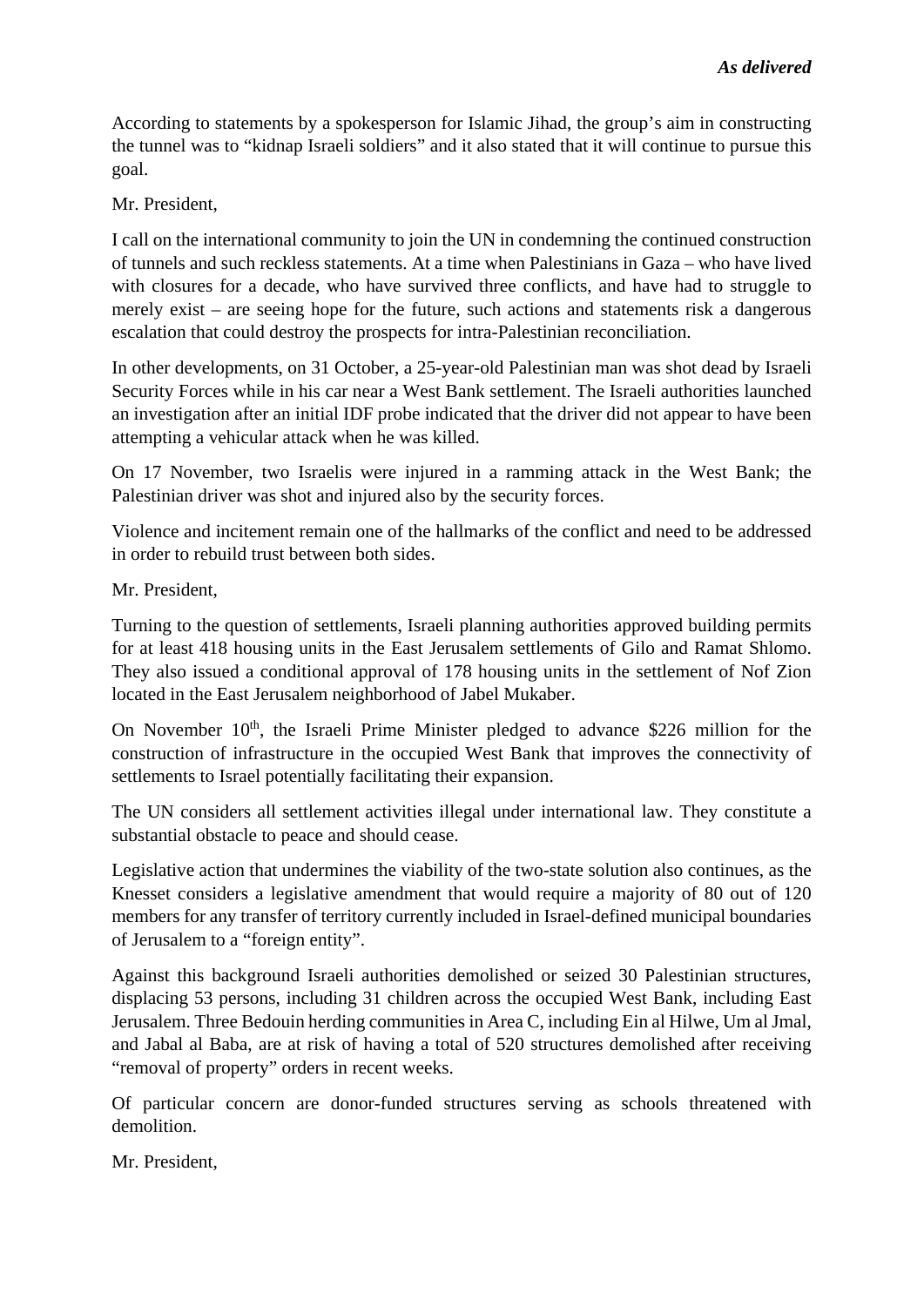According to statements by a spokesperson for Islamic Jihad, the group's aim in constructing the tunnel was to "kidnap Israeli soldiers" and it also stated that it will continue to pursue this goal.

Mr. President,

I call on the international community to join the UN in condemning the continued construction of tunnels and such reckless statements. At a time when Palestinians in Gaza – who have lived with closures for a decade, who have survived three conflicts, and have had to struggle to merely exist – are seeing hope for the future, such actions and statements risk a dangerous escalation that could destroy the prospects for intra-Palestinian reconciliation.

In other developments, on 31 October, a 25-year-old Palestinian man was shot dead by Israeli Security Forces while in his car near a West Bank settlement. The Israeli authorities launched an investigation after an initial IDF probe indicated that the driver did not appear to have been attempting a vehicular attack when he was killed.

On 17 November, two Israelis were injured in a ramming attack in the West Bank; the Palestinian driver was shot and injured also by the security forces.

Violence and incitement remain one of the hallmarks of the conflict and need to be addressed in order to rebuild trust between both sides.

Mr. President,

Turning to the question of settlements, Israeli planning authorities approved building permits for at least 418 housing units in the East Jerusalem settlements of Gilo and Ramat Shlomo. They also issued a conditional approval of 178 housing units in the settlement of Nof Zion located in the East Jerusalem neighborhood of Jabel Mukaber.

On November 10th, the Israeli Prime Minister pledged to advance $226 million for the construction of infrastructure in the occupied West Bank that improves the connectivity of settlements to Israel potentially facilitating their expansion.

The UN considers all settlement activities illegal under international law. They constitute a substantial obstacle to peace and should cease.

Legislative action that undermines the viability of the two-state solution also continues, as the Knesset considers a legislative amendment that would require a majority of 80 out of 120 members for any transfer of territory currently included in Israel-defined municipal boundaries of Jerusalem to a "foreign entity".

Against this background Israeli authorities demolished or seized 30 Palestinian structures, displacing 53 persons, including 31 children across the occupied West Bank, including East Jerusalem. Three Bedouin herding communities in Area C, including Ein al Hilwe, Um al Jmal, and Jabal al Baba, are at risk of having a total of 520 structures demolished after receiving "removal of property" orders in recent weeks.

Of particular concern are donor-funded structures serving as schools threatened with demolition.

Mr. President,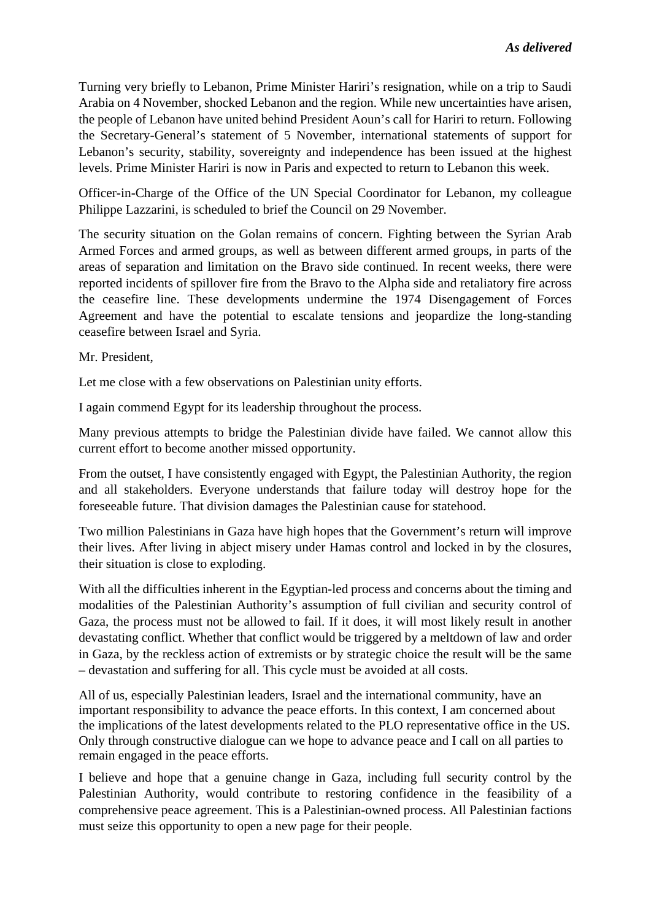Turning very briefly to Lebanon, Prime Minister Hariri's resignation, while on a trip to Saudi Arabia on 4 November, shocked Lebanon and the region. While new uncertainties have arisen, the people of Lebanon have united behind President Aoun's call for Hariri to return. Following the Secretary-General's statement of 5 November, international statements of support for Lebanon's security, stability, sovereignty and independence has been issued at the highest levels. Prime Minister Hariri is now in Paris and expected to return to Lebanon this week.

Officer-in-Charge of the Office of the UN Special Coordinator for Lebanon, my colleague Philippe Lazzarini, is scheduled to brief the Council on 29 November.

The security situation on the Golan remains of concern. Fighting between the Syrian Arab Armed Forces and armed groups, as well as between different armed groups, in parts of the areas of separation and limitation on the Bravo side continued. In recent weeks, there were reported incidents of spillover fire from the Bravo to the Alpha side and retaliatory fire across the ceasefire line. These developments undermine the 1974 Disengagement of Forces Agreement and have the potential to escalate tensions and jeopardize the long-standing ceasefire between Israel and Syria.

Mr. President,

Let me close with a few observations on Palestinian unity efforts.

I again commend Egypt for its leadership throughout the process.

Many previous attempts to bridge the Palestinian divide have failed. We cannot allow this current effort to become another missed opportunity.

From the outset, I have consistently engaged with Egypt, the Palestinian Authority, the region and all stakeholders. Everyone understands that failure today will destroy hope for the foreseeable future. That division damages the Palestinian cause for statehood.

Two million Palestinians in Gaza have high hopes that the Government's return will improve their lives. After living in abject misery under Hamas control and locked in by the closures, their situation is close to exploding.

With all the difficulties inherent in the Egyptian-led process and concerns about the timing and modalities of the Palestinian Authority's assumption of full civilian and security control of Gaza, the process must not be allowed to fail. If it does, it will most likely result in another devastating conflict. Whether that conflict would be triggered by a meltdown of law and order in Gaza, by the reckless action of extremists or by strategic choice the result will be the same – devastation and suffering for all. This cycle must be avoided at all costs.

All of us, especially Palestinian leaders, Israel and the international community, have an important responsibility to advance the peace efforts. In this context, I am concerned about the implications of the latest developments related to the PLO representative office in the US. Only through constructive dialogue can we hope to advance peace and I call on all parties to remain engaged in the peace efforts.

I believe and hope that a genuine change in Gaza, including full security control by the Palestinian Authority, would contribute to restoring confidence in the feasibility of a comprehensive peace agreement. This is a Palestinian-owned process. All Palestinian factions must seize this opportunity to open a new page for their people.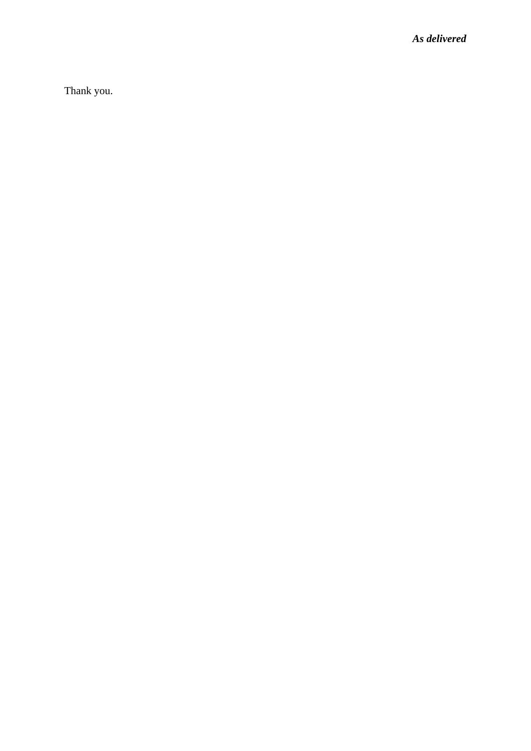Thank you.